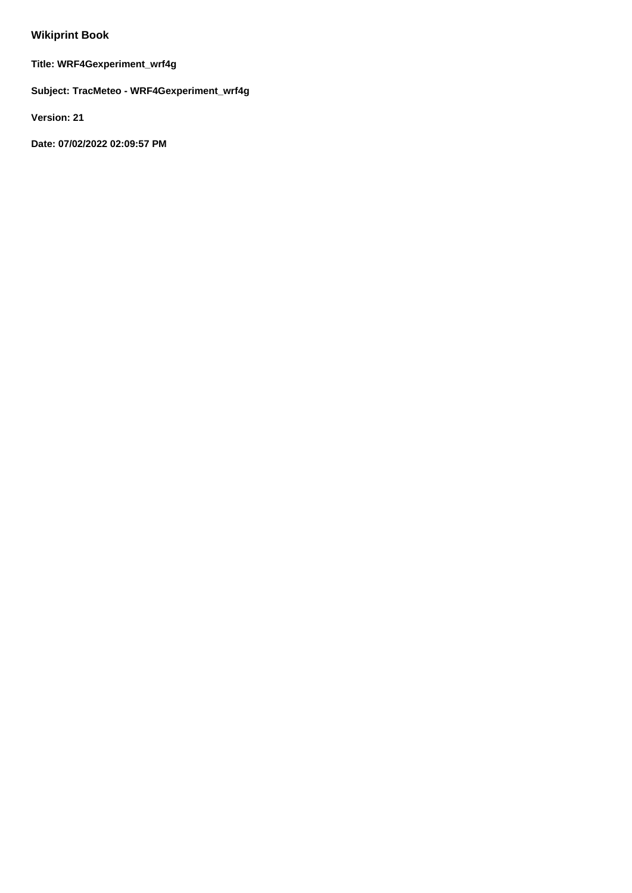## Wikiprint Book

**Title: WRF4Gexperiment_wrf4g**

**Subject: TracMeteo - WRF4Gexperiment_wrf4g**

**Version: 21**

**Date: 07/02/2022 02:09:57 PM**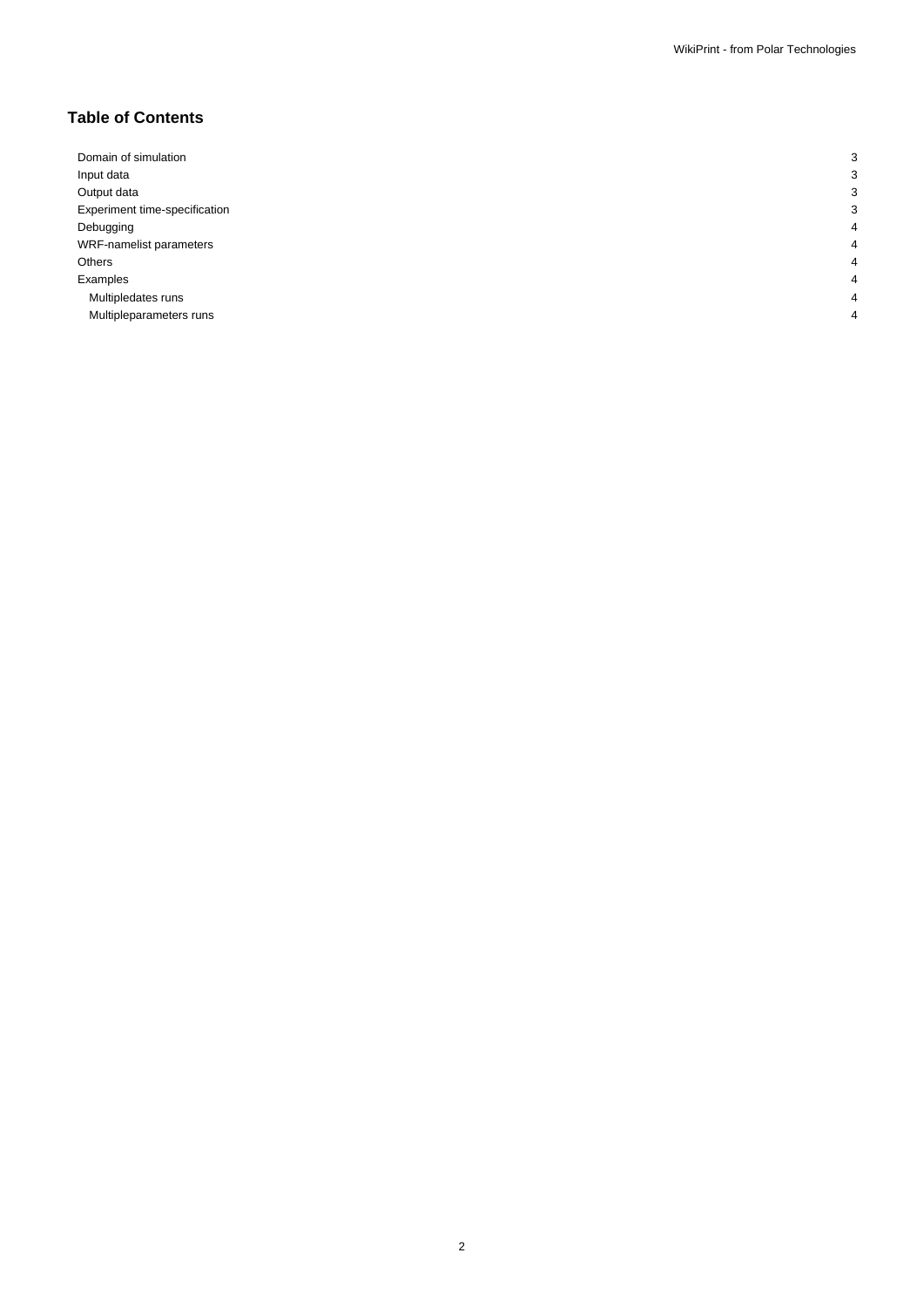## Table of Contents

| | |
|---|---|
| Domain of simulation | 3 |
| Input data | 3 |
| Output data | 3 |
| Experiment time-specification | 3 |
| Debugging | 4 |
| WRF-namelist parameters | 4 |
| Others | 4 |
| Examples | 4 |
| Multipledates runs | 4 |
| Multipleparameters runs | 4 |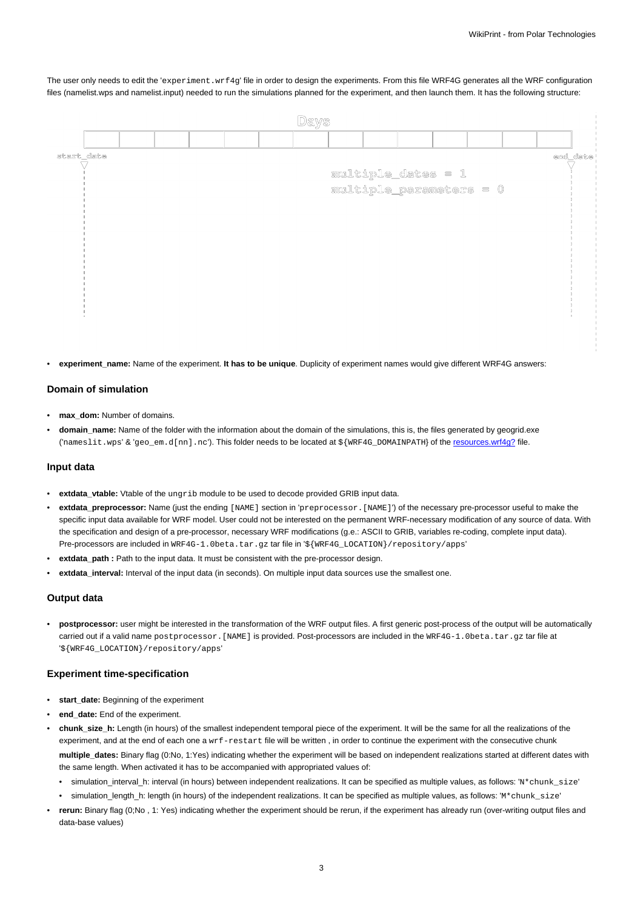The user only needs to edit the 'experiment.wrf4g' file in order to design the experiments. From this file WRF4G generates all the WRF configuration files (namelist.wps and namelist.input) needed to run the simulations planned for the experiment, and then launch them. It has the following structure:

- **experiment_name:** Name of the experiment. **It has to be unique**. Duplicity of experiment names would give different WRF4G answers:

### Domain of simulation

- **max_dom:** Number of domains.
- **domain_name:** Name of the folder with the information about the domain of the simulations, this is, the files generated by geogrid.exe ('nameslit.wps' & 'geo_em.d[nn].nc'). This folder needs to be located at ${WRF4G_DOMAINPATH} of the resources.wrf4g? file.

### Input data

- **extdata_vtable:** Vtable of the ungrib module to be used to decode provided GRIB input data.
- **extdata_preprocessor:** Name (just the ending [NAME] section in 'preprocessor.[NAME]') of the necessary pre-processor useful to make the specific input data available for WRF model. User could not be interested on the permanent WRF-necessary modification of any source of data. With the specification and design of a pre-processor, necessary WRF modifications (g.e.: ASCII to GRIB, variables re-coding, complete input data). Pre-processors are included in WRF4G-1.0beta.tar.gz tar file in '${WRF4G_LOCATION}/repository/apps'
- **extdata_path :** Path to the input data. It must be consistent with the pre-processor design.
- **extdata_interval:** Interval of the input data (in seconds). On multiple input data sources use the smallest one.

### Output data

- **postprocessor:** user might be interested in the transformation of the WRF output files. A first generic post-process of the output will be automatically carried out if a valid name postprocessor.[NAME] is provided. Post-processors are included in the WRF4G-1.0beta.tar.gz tar file at '${WRF4G_LOCATION}/repository/apps'

### Experiment time-specification

- **start_date:** Beginning of the experiment
- **end_date:** End of the experiment.
- **chunk_size_h:** Length (in hours) of the smallest independent temporal piece of the experiment. It will be the same for all the realizations of the experiment, and at the end of each one a wrf-restart file will be written , in order to continue the experiment with the consecutive chunk

  **multiple_dates:** Binary flag (0:No, 1:Yes) indicating whether the experiment will be based on independent realizations started at different dates with the same length. When activated it has to be accompanied with appropriated values of:
  - simulation_interval_h: interval (in hours) between independent realizations. It can be specified as multiple values, as follows: 'N*chunk_size'
  - simulation_length_h: length (in hours) of the independent realizations. It can be specified as multiple values, as follows: 'M*chunk_size'
- **rerun:** Binary flag (0;No , 1: Yes) indicating whether the experiment should be rerun, if the experiment has already run (over-writing output files and data-base values)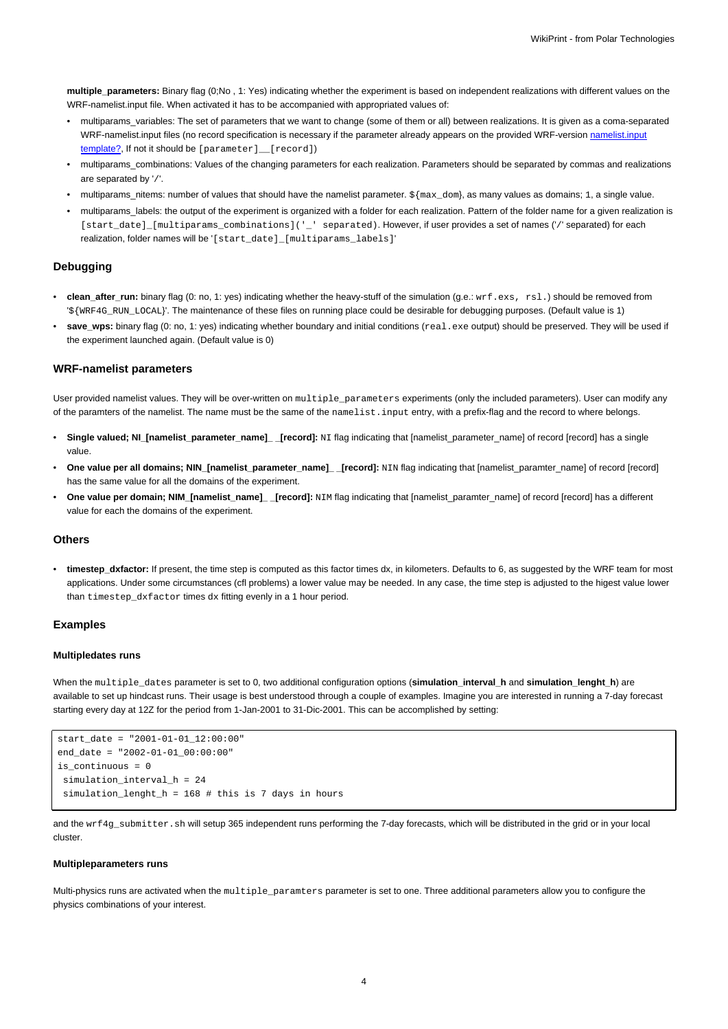**multiple_parameters:** Binary flag (0;No , 1: Yes) indicating whether the experiment is based on independent realizations with different values on the WRF-namelist.input file. When activated it has to be accompanied with appropriated values of:

- multiparams_variables: The set of parameters that we want to change (some of them or all) between realizations. It is given as a coma-separated WRF-namelist.input files (no record specification is necessary if the parameter already appears on the provided WRF-version namelist.input template?, If not it should be `[parameter]__[record]`)
- multiparams_combinations: Values of the changing parameters for each realization. Parameters should be separated by commas and realizations are separated by '`/`'.
- multiparams_nitems: number of values that should have the namelist parameter. `${max_dom}`, as many values as domains; `1`, a single value.
- multiparams_labels: the output of the experiment is organized with a folder for each realization. Pattern of the folder name for a given realization is `[start_date]_[multiparams_combinations]('_' separated)`. However, if user provides a set of names ('/' separated) for each realization, folder names will be '`[start_date]_[multiparams_labels]`'

### Debugging

- **clean_after_run:** binary flag (0: no, 1: yes) indicating whether the heavy-stuff of the simulation (g.e.: `wrf.exs, rsl.`) should be removed from '`${WRF4G_RUN_LOCAL}`'. The maintenance of these files on running place could be desirable for debugging purposes. (Default value is 1)
- **save_wps:** binary flag (0: no, 1: yes) indicating whether boundary and initial conditions (`real.exe` output) should be preserved. They will be used if the experiment launched again. (Default value is 0)

### WRF-namelist parameters

User provided namelist values. They will be over-written on `multiple_parameters` experiments (only the included parameters). User can modify any of the paramters of the namelist. The name must be the same of the `namelist.input` entry, with a prefix-flag and the record to where belongs.

- **Single valued; NI_[namelist_parameter_name]_ _[record]:** `NI` flag indicating that [namelist_parameter_name] of record [record] has a single value.
- **One value per all domains; NIN_[namelist_parameter_name]_ _[record]:** `NIN` flag indicating that [namelist_paramter_name] of record [record] has the same value for all the domains of the experiment.
- **One value per domain; NIM_[namelist_name]_ _[record]:** `NIM` flag indicating that [namelist_paramter_name] of record [record] has a different value for each the domains of the experiment.

### Others

- **timestep_dxfactor:** If present, the time step is computed as this factor times dx, in kilometers. Defaults to 6, as suggested by the WRF team for most applications. Under some circumstances (cfl problems) a lower value may be needed. In any case, the time step is adjusted to the higest value lower than `timestep_dxfactor` times `dx` fitting evenly in a 1 hour period.

### Examples

#### Multipledates runs

When the `multiple_dates` parameter is set to 0, two additional configuration options (**simulation_interval_h** and **simulation_lenght_h**) are available to set up hindcast runs. Their usage is best understood through a couple of examples. Imagine you are interested in running a 7-day forecast starting every day at 12Z for the period from 1-Jan-2001 to 31-Dic-2001. This can be accomplished by setting:

```
start_date = "2001-01-01_12:00:00"
end_date = "2002-01-01_00:00:00"
is_continuous = 0
 simulation_interval_h = 24
 simulation_lenght_h = 168 # this is 7 days in hours
```

and the `wrf4g_submitter.sh` will setup 365 independent runs performing the 7-day forecasts, which will be distributed in the grid or in your local cluster.

#### Multipleparameters runs

Multi-physics runs are activated when the `multiple_paramters` parameter is set to one. Three additional parameters allow you to configure the physics combinations of your interest.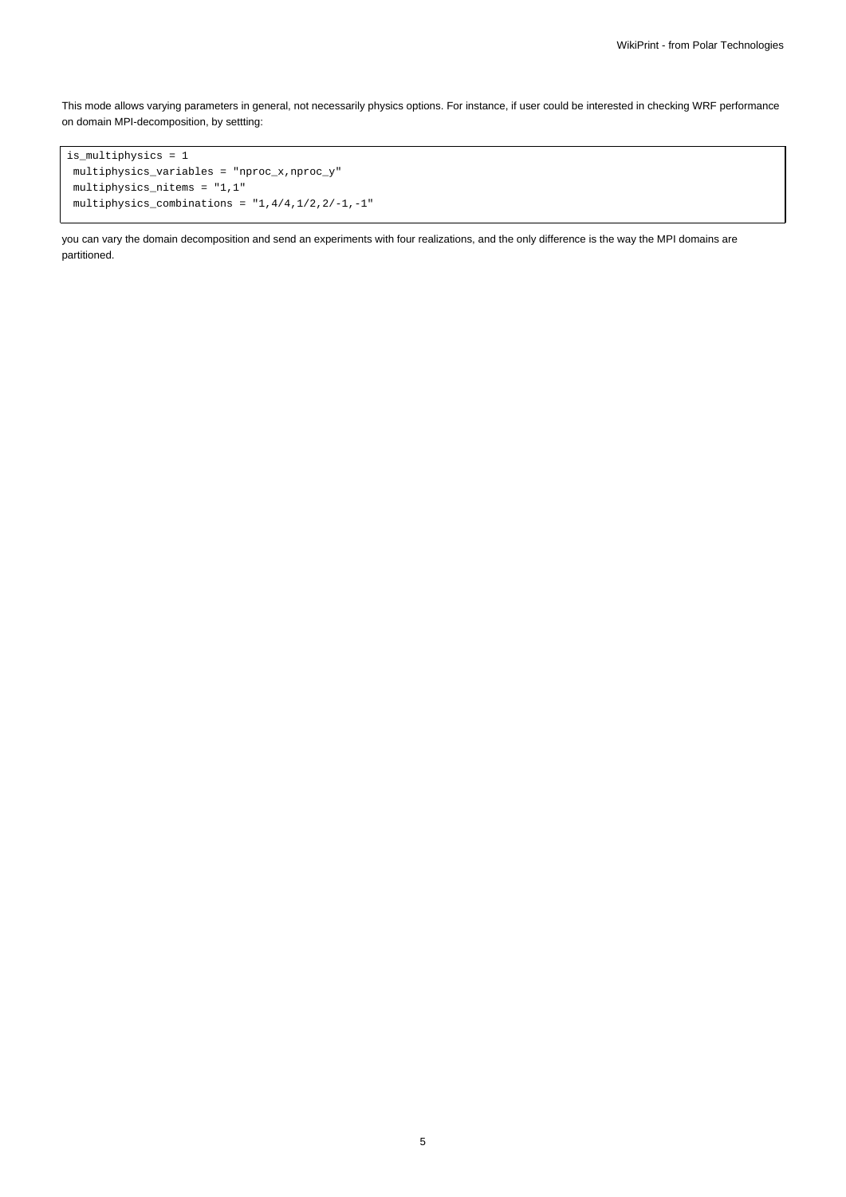This mode allows varying parameters in general, not necessarily physics options. For instance, if user could be interested in checking WRF performance on domain MPI-decomposition, by settting:

```
is_multiphysics = 1
 multiphysics_variables = "nproc_x,nproc_y"
 multiphysics_nitems = "1,1"
 multiphysics_combinations = "1,4/4,1/2,2/-1,-1"
```

you can vary the domain decomposition and send an experiments with four realizations, and the only difference is the way the MPI domains are partitioned.